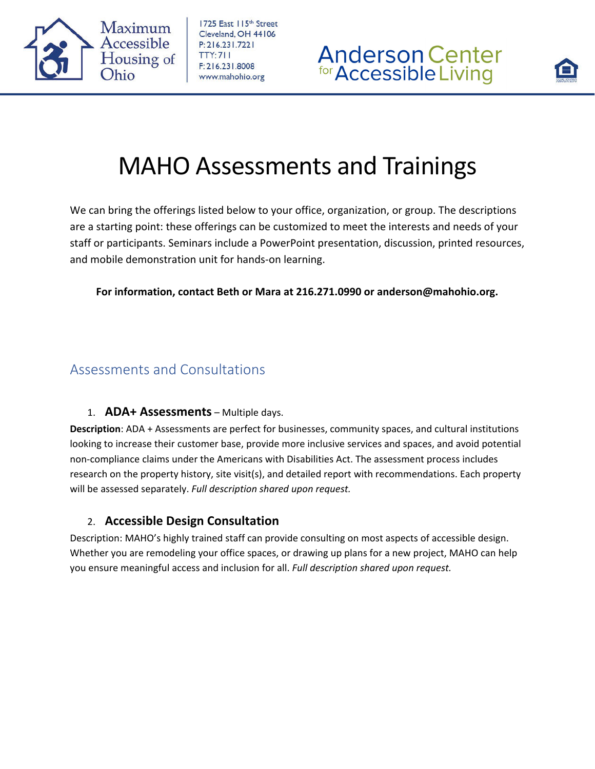Maximum Accessible Housing of Ohio

1725 East 115th Street
Cleveland, OH 44106
P: 216.231.7221
TTY: 711
F: 216.231.8008
www.mahohio.org

Anderson Center for Accessible Living

# MAHO Assessments and Trainings

We can bring the offerings listed below to your office, organization, or group. The descriptions are a starting point: these offerings can be customized to meet the interests and needs of your staff or participants. Seminars include a PowerPoint presentation, discussion, printed resources, and mobile demonstration unit for hands-on learning.

**For information, contact Beth or Mara at 216.271.0990 or anderson@mahohio.org.**

## Assessments and Consultations

1. **ADA+ Assessments** – Multiple days.

**Description**: ADA + Assessments are perfect for businesses, community spaces, and cultural institutions looking to increase their customer base, provide more inclusive services and spaces, and avoid potential non-compliance claims under the Americans with Disabilities Act. The assessment process includes research on the property history, site visit(s), and detailed report with recommendations. Each property will be assessed separately. *Full description shared upon request.*

2. **Accessible Design Consultation**

Description: MAHO's highly trained staff can provide consulting on most aspects of accessible design. Whether you are remodeling your office spaces, or drawing up plans for a new project, MAHO can help you ensure meaningful access and inclusion for all. *Full description shared upon request.*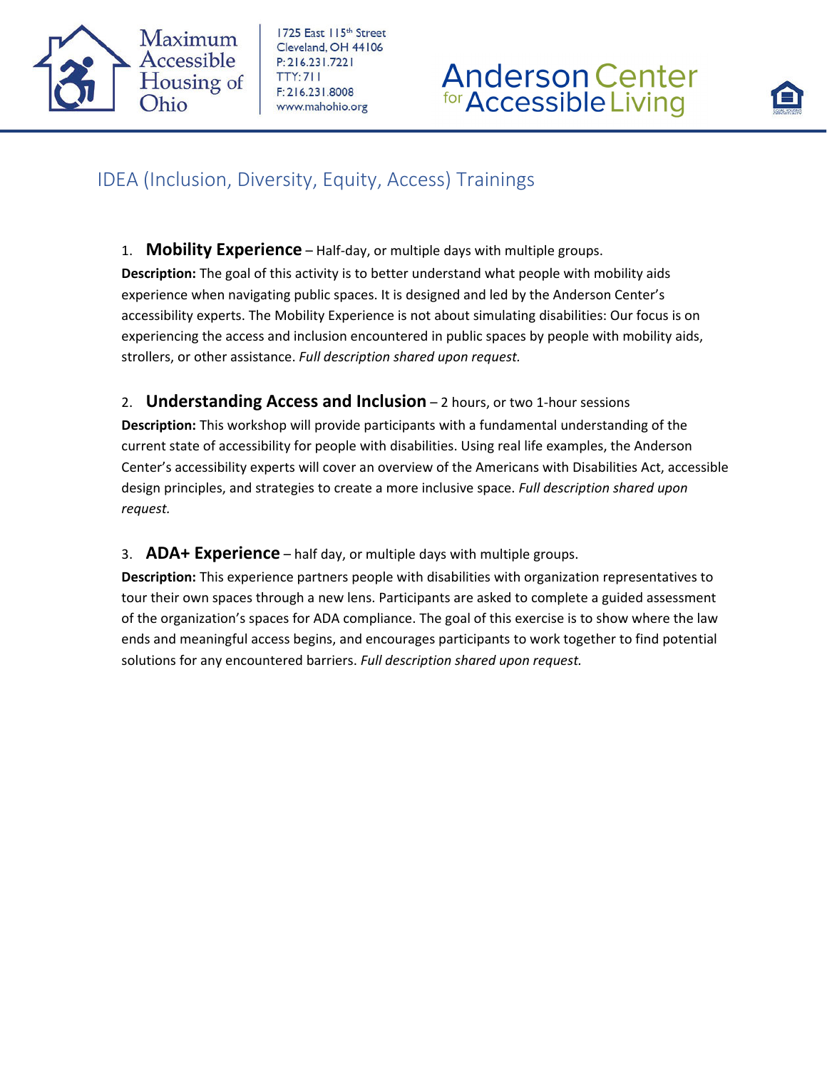Maximum Accessible Housing of Ohio

1725 East 115th Street
Cleveland, OH 44106
P: 216.231.7221
TTY: 711
F: 216.231.8008
www.mahohio.org

Anderson Center for Accessible Living

## IDEA (Inclusion, Diversity, Equity, Access) Trainings

1. **Mobility Experience** – Half-day, or multiple days with multiple groups.

**Description:** The goal of this activity is to better understand what people with mobility aids experience when navigating public spaces. It is designed and led by the Anderson Center's accessibility experts. The Mobility Experience is not about simulating disabilities: Our focus is on experiencing the access and inclusion encountered in public spaces by people with mobility aids, strollers, or other assistance. *Full description shared upon request.*

2. **Understanding Access and Inclusion** – 2 hours, or two 1-hour sessions

**Description:** This workshop will provide participants with a fundamental understanding of the current state of accessibility for people with disabilities. Using real life examples, the Anderson Center's accessibility experts will cover an overview of the Americans with Disabilities Act, accessible design principles, and strategies to create a more inclusive space. *Full description shared upon request.*

3. **ADA+ Experience** – half day, or multiple days with multiple groups.

**Description:** This experience partners people with disabilities with organization representatives to tour their own spaces through a new lens. Participants are asked to complete a guided assessment of the organization's spaces for ADA compliance. The goal of this exercise is to show where the law ends and meaningful access begins, and encourages participants to work together to find potential solutions for any encountered barriers. *Full description shared upon request.*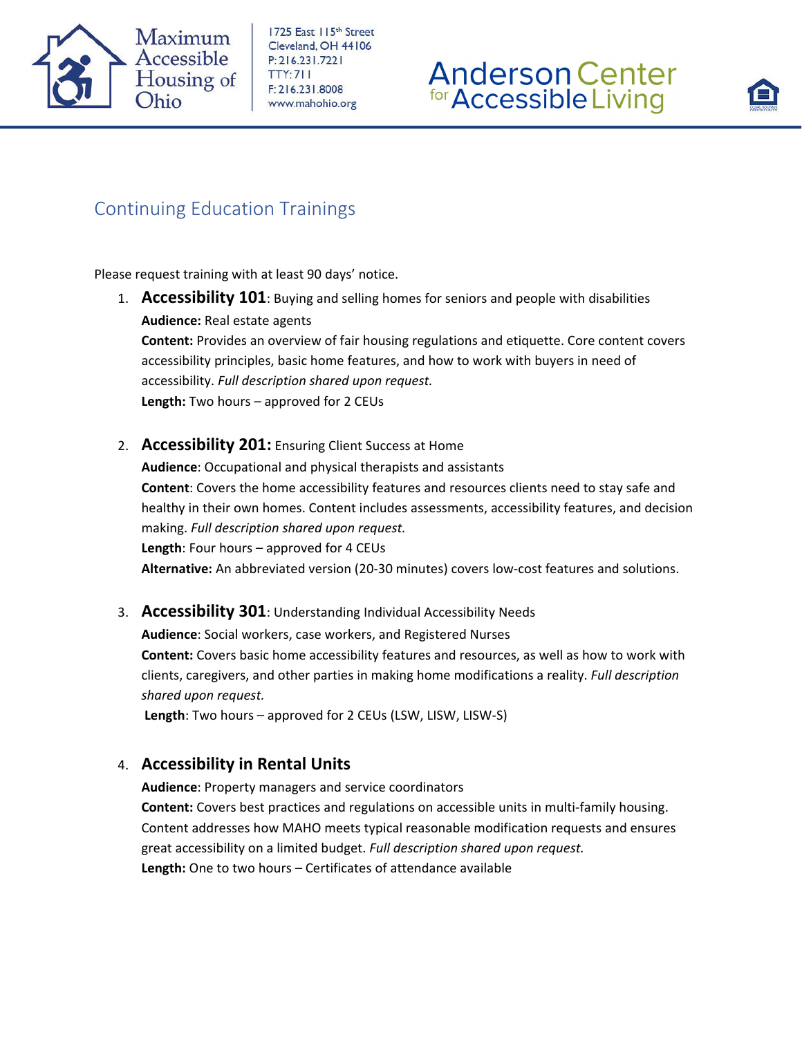Maximum Accessible Housing of Ohio

1725 East 115th Street
Cleveland, OH 44106
P: 216.231.7221
TTY: 711
F: 216.231.8008
www.mahohio.org

Anderson Center for Accessible Living

## Continuing Education Trainings

Please request training with at least 90 days' notice.

1. **Accessibility 101**: Buying and selling homes for seniors and people with disabilities
   **Audience:** Real estate agents
   **Content:** Provides an overview of fair housing regulations and etiquette. Core content covers accessibility principles, basic home features, and how to work with buyers in need of accessibility. *Full description shared upon request.*
   **Length:** Two hours – approved for 2 CEUs

2. **Accessibility 201:** Ensuring Client Success at Home
   **Audience**: Occupational and physical therapists and assistants
   **Content**: Covers the home accessibility features and resources clients need to stay safe and healthy in their own homes. Content includes assessments, accessibility features, and decision making. *Full description shared upon request.*
   **Length**: Four hours – approved for 4 CEUs
   **Alternative:** An abbreviated version (20-30 minutes) covers low-cost features and solutions.

3. **Accessibility 301**: Understanding Individual Accessibility Needs
   **Audience**: Social workers, case workers, and Registered Nurses
   **Content:** Covers basic home accessibility features and resources, as well as how to work with clients, caregivers, and other parties in making home modifications a reality. *Full description shared upon request.*
   **Length**: Two hours – approved for 2 CEUs (LSW, LISW, LISW-S)

4. **Accessibility in Rental Units**
   **Audience**: Property managers and service coordinators
   **Content:** Covers best practices and regulations on accessible units in multi-family housing. Content addresses how MAHO meets typical reasonable modification requests and ensures great accessibility on a limited budget. *Full description shared upon request.*
   **Length:** One to two hours – Certificates of attendance available